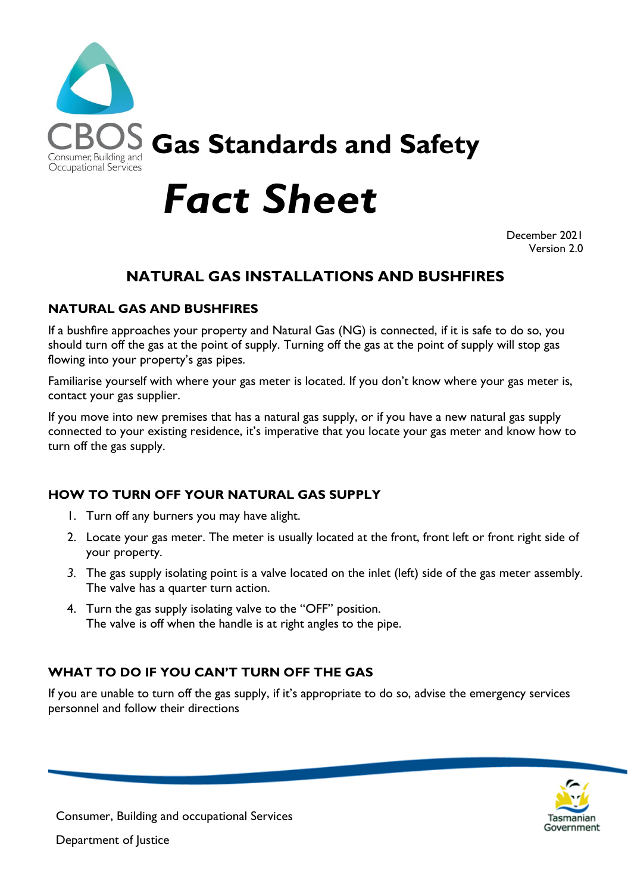CBOS Consumer, Building and Occupational Services

# Gas Standards and Safety

# *Fact Sheet*

December 2021
Version 2.0

## NATURAL GAS INSTALLATIONS AND BUSHFIRES

### NATURAL GAS AND BUSHFIRES

If a bushfire approaches your property and Natural Gas (NG) is connected, if it is safe to do so, you should turn off the gas at the point of supply. Turning off the gas at the point of supply will stop gas flowing into your property's gas pipes.

Familiarise yourself with where your gas meter is located. If you don't know where your gas meter is, contact your gas supplier.

If you move into new premises that has a natural gas supply, or if you have a new natural gas supply connected to your existing residence, it's imperative that you locate your gas meter and know how to turn off the gas supply.

### HOW TO TURN OFF YOUR NATURAL GAS SUPPLY

1. Turn off any burners you may have alight.
2. Locate your gas meter. The meter is usually located at the front, front left or front right side of your property.
3. The gas supply isolating point is a valve located on the inlet (left) side of the gas meter assembly. The valve has a quarter turn action.
4. Turn the gas supply isolating valve to the "OFF" position.
   The valve is off when the handle is at right angles to the pipe.

### WHAT TO DO IF YOU CAN'T TURN OFF THE GAS

If you are unable to turn off the gas supply, if it's appropriate to do so, advise the emergency services personnel and follow their directions

Consumer, Building and occupational Services

Department of Justice

Tasmanian Government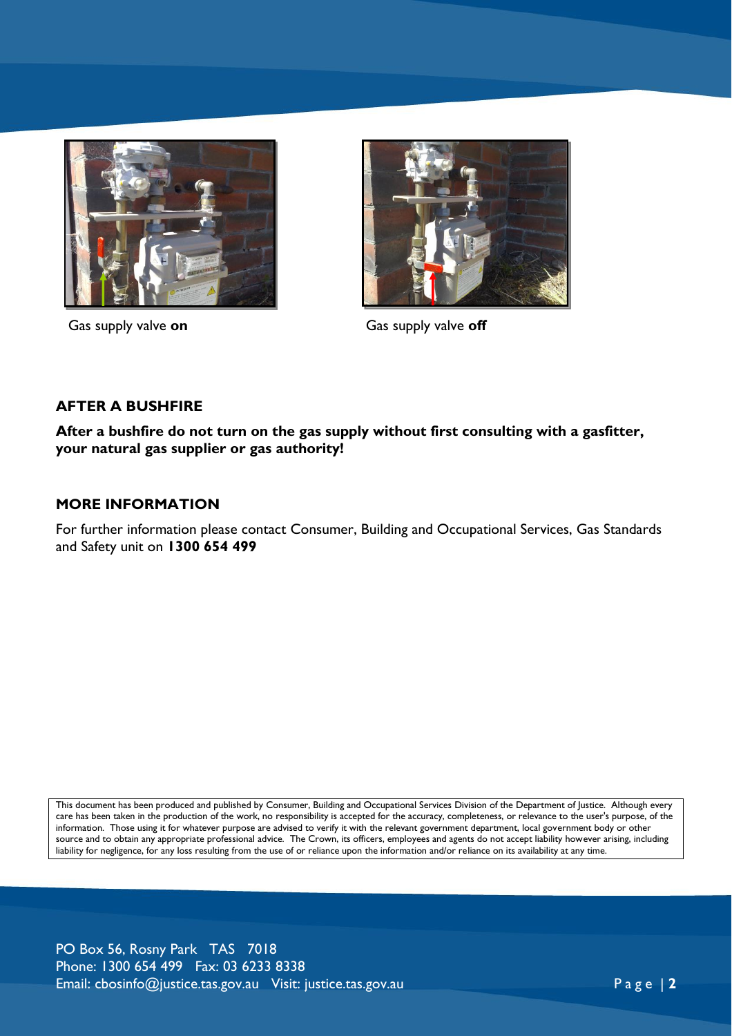Gas supply valve **on**

Gas supply valve **off**

## AFTER A BUSHFIRE

**After a bushfire do not turn on the gas supply without first consulting with a gasfitter, your natural gas supplier or gas authority!**

## MORE INFORMATION

For further information please contact Consumer, Building and Occupational Services, Gas Standards and Safety unit on **1300 654 499**

This document has been produced and published by Consumer, Building and Occupational Services Division of the Department of Justice. Although every care has been taken in the production of the work, no responsibility is accepted for the accuracy, completeness, or relevance to the user's purpose, of the information. Those using it for whatever purpose are advised to verify it with the relevant government department, local government body or other source and to obtain any appropriate professional advice. The Crown, its officers, employees and agents do not accept liability however arising, including liability for negligence, for any loss resulting from the use of or reliance upon the information and/or reliance on its availability at any time.

PO Box 56, Rosny Park TAS 7018
Phone: 1300 654 499 Fax: 03 6233 8338
Email: cbosinfo@justice.tas.gov.au Visit: justice.tas.gov.au